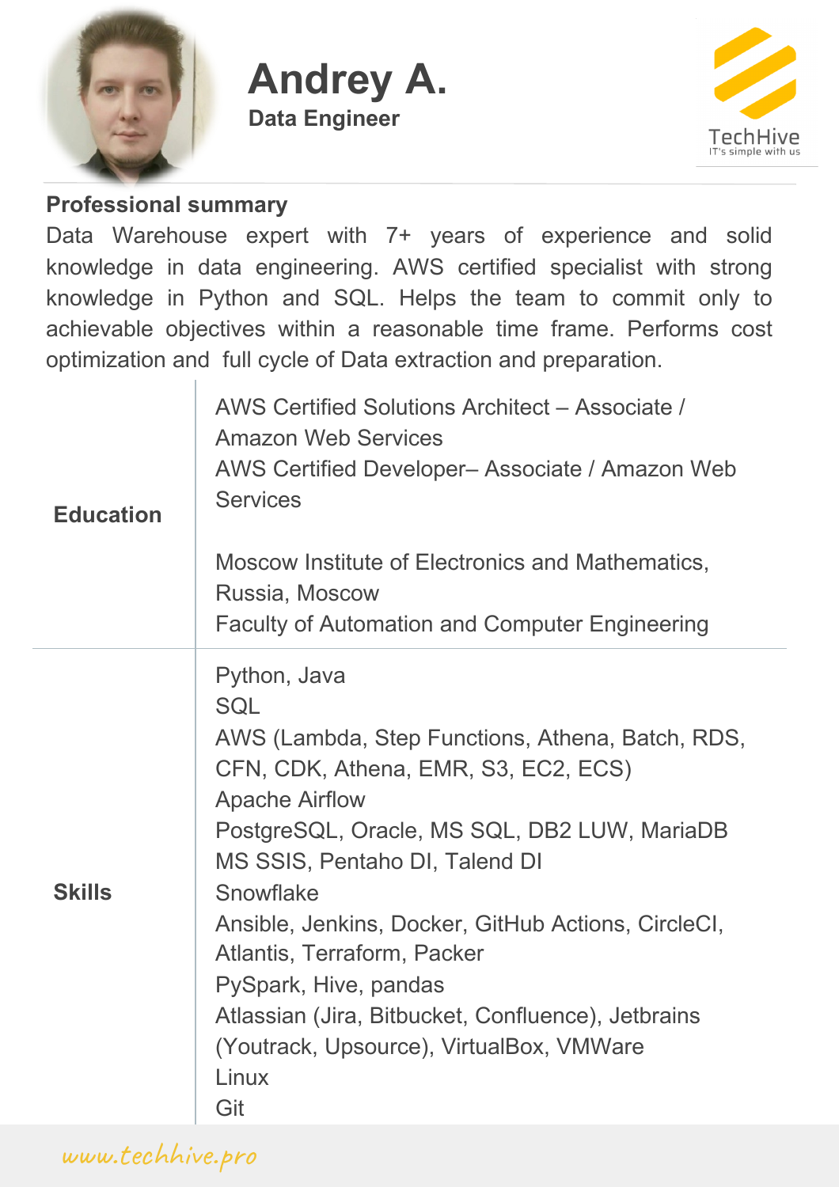# Andrey A.

**Data Engineer**

TechHive
IT's simple with us

## Professional summary

Data Warehouse expert with 7+ years of experience and solid knowledge in data engineering. AWS certified specialist with strong knowledge in Python and SQL. Helps the team to commit only to achievable objectives within a reasonable time frame. Performs cost optimization and full cycle of Data extraction and preparation.

## Education

AWS Certified Solutions Architect – Associate / Amazon Web Services
AWS Certified Developer– Associate / Amazon Web Services

Moscow Institute of Electronics and Mathematics, Russia, Moscow
Faculty of Automation and Computer Engineering

## Skills

Python, Java
SQL
AWS (Lambda, Step Functions, Athena, Batch, RDS, CFN, CDK, Athena, EMR, S3, EC2, ECS)
Apache Airflow
PostgreSQL, Oracle, MS SQL, DB2 LUW, MariaDB
MS SSIS, Pentaho DI, Talend DI
Snowflake
Ansible, Jenkins, Docker, GitHub Actions, CircleCI, Atlantis, Terraform, Packer
PySpark, Hive, pandas
Atlassian (Jira, Bitbucket, Confluence), Jetbrains (Youtrack, Upsource), VirtualBox, VMWare
Linux
Git

www.techhive.pro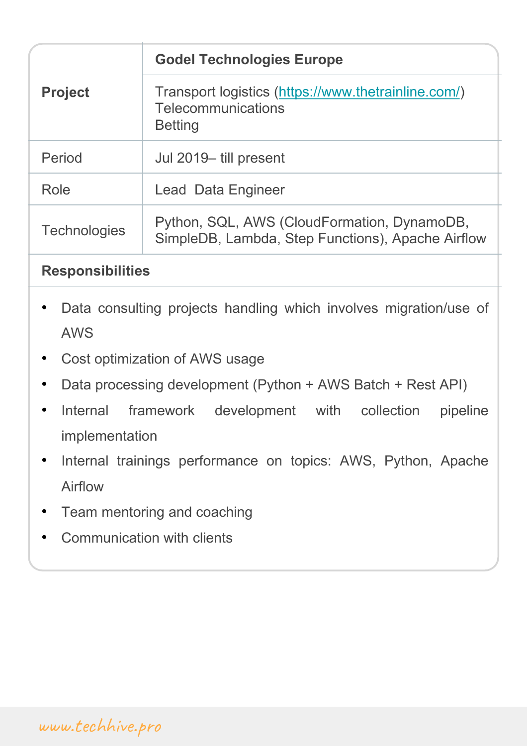| **Project** | **Godel Technologies Europe** |
| --- | --- |
| | Transport logistics (https://www.thetrainline.com/)<br>Telecommunications<br>Betting |
| Period | Jul 2019– till present |
| Role | Lead  Data Engineer |
| Technologies | Python, SQL, AWS (CloudFormation, DynamoDB, SimpleDB, Lambda, Step Functions), Apache Airflow |

**Responsibilities**

- Data consulting projects handling which involves migration/use of AWS
- Cost optimization of AWS usage
- Data processing development (Python + AWS Batch + Rest API)
- Internal framework development with collection pipeline implementation
- Internal trainings performance on topics: AWS, Python, Apache Airflow
- Team mentoring and coaching
- Communication with clients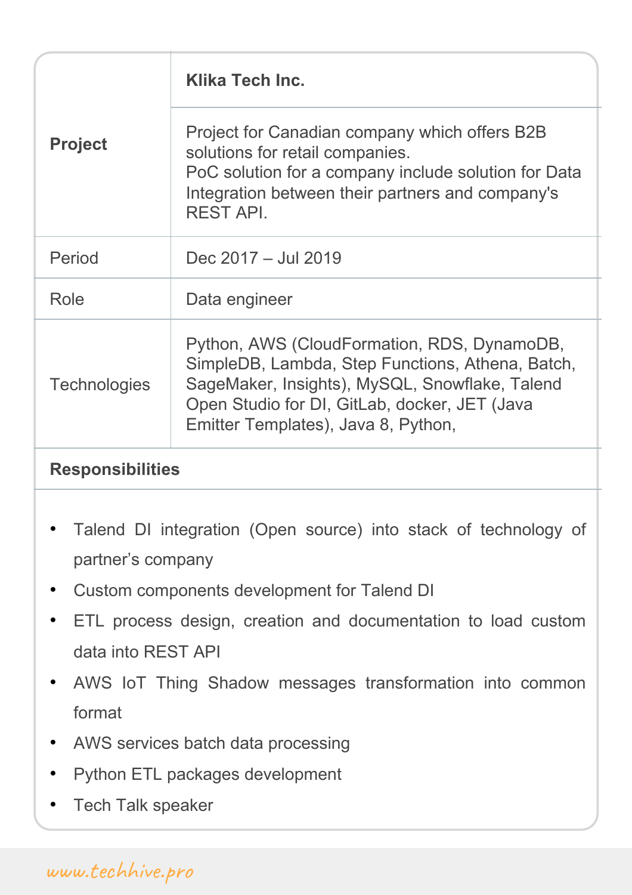| **Project** | **Klika Tech Inc.** |
| --- | --- |
| | Project for Canadian company which offers B2B solutions for retail companies. PoC solution for a company include solution for Data Integration between their partners and company's REST API. |
| Period | Dec 2017 – Jul 2019 |
| Role | Data engineer |
| Technologies | Python, AWS (CloudFormation, RDS, DynamoDB, SimpleDB, Lambda, Step Functions, Athena, Batch, SageMaker, Insights), MySQL, Snowflake, Talend Open Studio for DI, GitLab, docker, JET (Java Emitter Templates), Java 8, Python, |

**Responsibilities**

- Talend DI integration (Open source) into stack of technology of partner's company
- Custom components development for Talend DI
- ETL process design, creation and documentation to load custom data into REST API
- AWS IoT Thing Shadow messages transformation into common format
- AWS services batch data processing
- Python ETL packages development
- Tech Talk speaker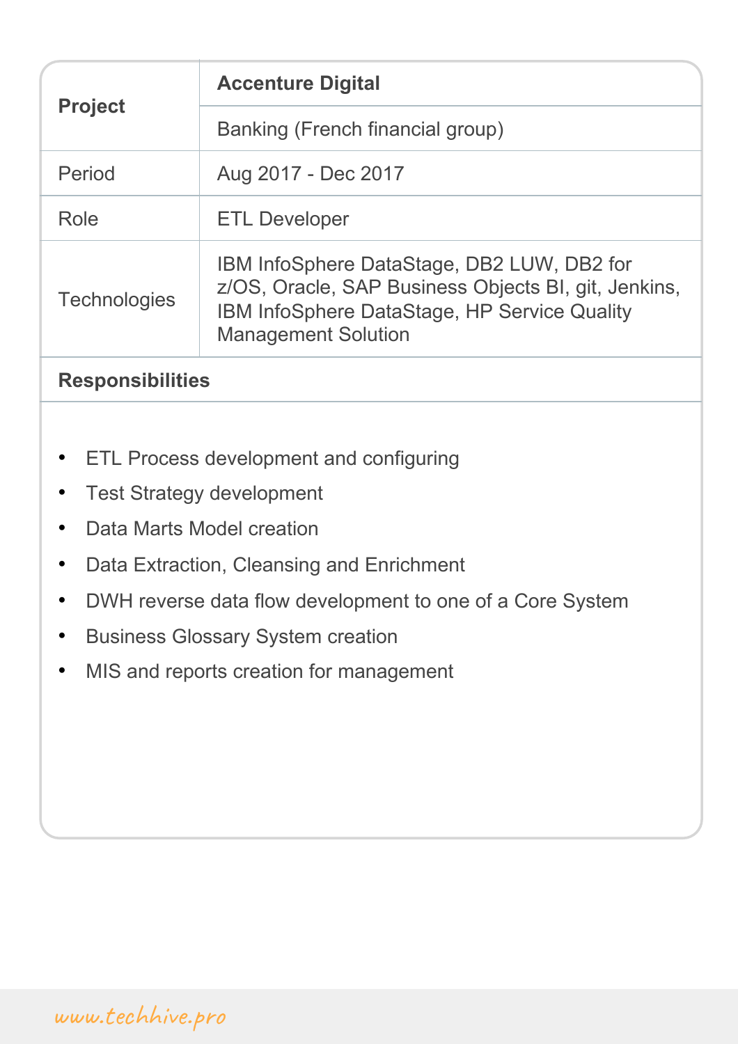| **Project** | **Accenture Digital** |
| --- | --- |
| | Banking (French financial group) |
| Period | Aug 2017 - Dec 2017 |
| Role | ETL Developer |
| Technologies | IBM InfoSphere DataStage, DB2 LUW, DB2 for z/OS, Oracle, SAP Business Objects BI, git, Jenkins, IBM InfoSphere DataStage, HP Service Quality Management Solution |

**Responsibilities**

- ETL Process development and configuring
- Test Strategy development
- Data Marts Model creation
- Data Extraction, Cleansing and Enrichment
- DWH reverse data flow development to one of a Core System
- Business Glossary System creation
- MIS and reports creation for management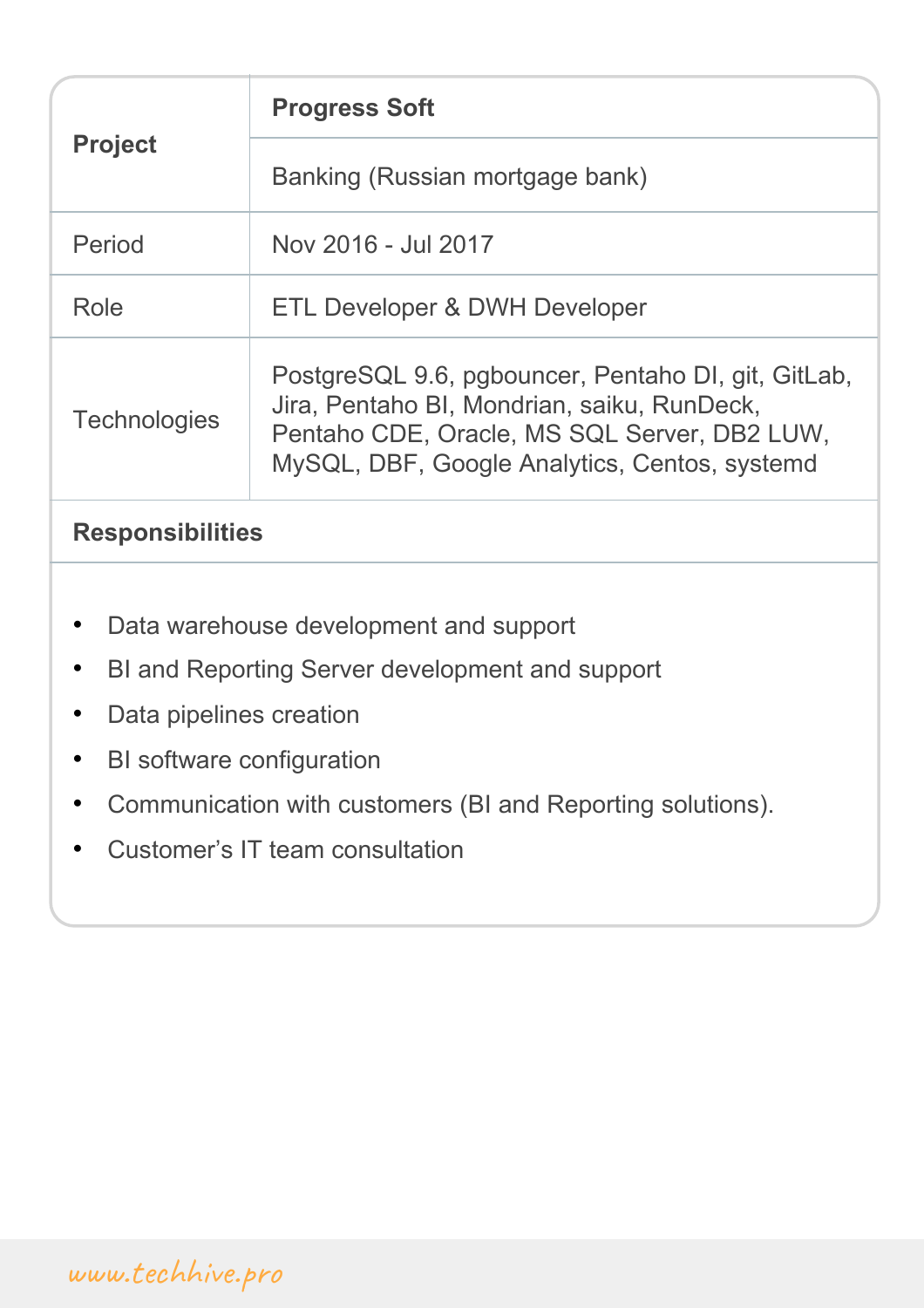| Project | **Progress Soft** |
| --- | --- |
| | Banking (Russian mortgage bank) |
| Period | Nov 2016 - Jul 2017 |
| Role | ETL Developer & DWH Developer |
| Technologies | PostgreSQL 9.6, pgbouncer, Pentaho DI, git, GitLab, Jira, Pentaho BI, Mondrian, saiku, RunDeck, Pentaho CDE, Oracle, MS SQL Server, DB2 LUW, MySQL, DBF, Google Analytics, Centos, systemd |

**Responsibilities**

- Data warehouse development and support
- BI and Reporting Server development and support
- Data pipelines creation
- BI software configuration
- Communication with customers (BI and Reporting solutions).
- Customer’s IT team consultation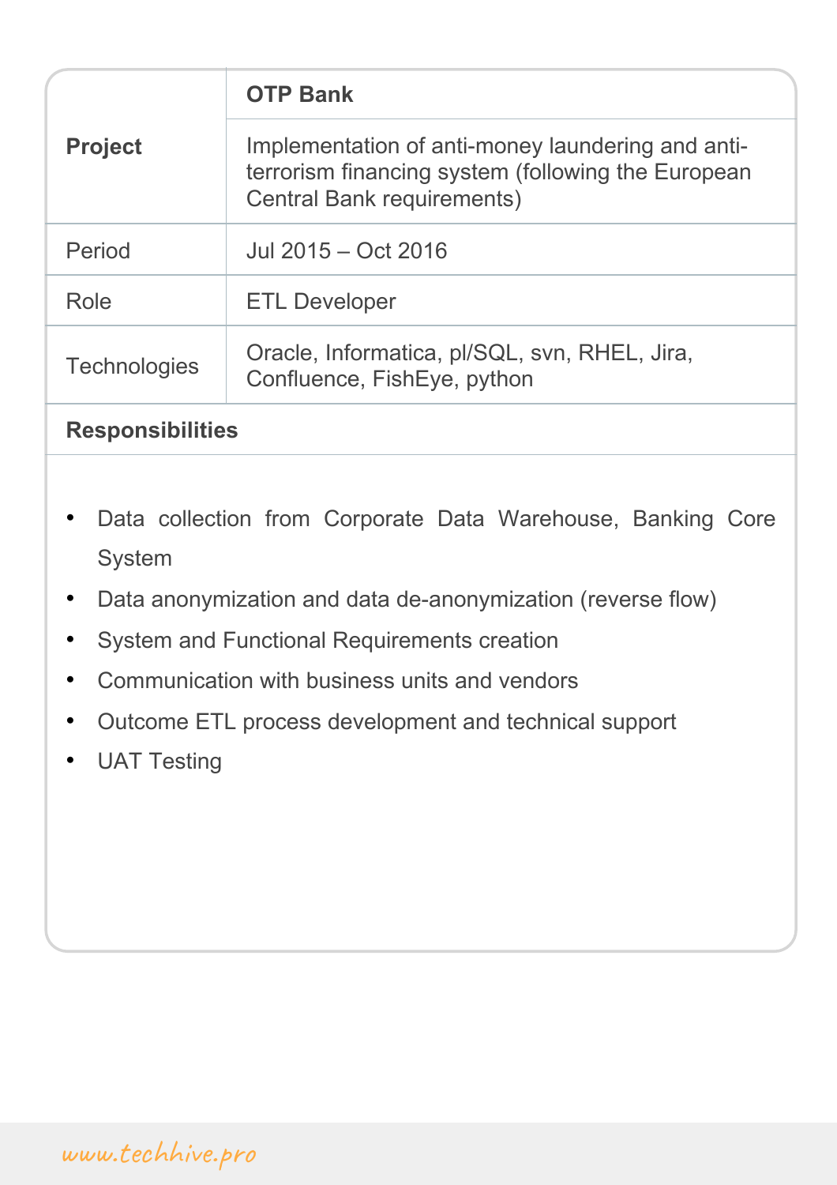| **Project** | **OTP Bank** |
|---|---|
| | Implementation of anti-money laundering and anti-terrorism financing system (following the European Central Bank requirements) |
| Period | Jul 2015 – Oct 2016 |
| Role | ETL Developer |
| Technologies | Oracle, Informatica, pl/SQL, svn, RHEL, Jira, Confluence, FishEye, python |

**Responsibilities**

- Data collection from Corporate Data Warehouse, Banking Core System
- Data anonymization and data de-anonymization (reverse flow)
- System and Functional Requirements creation
- Communication with business units and vendors
- Outcome ETL process development and technical support
- UAT Testing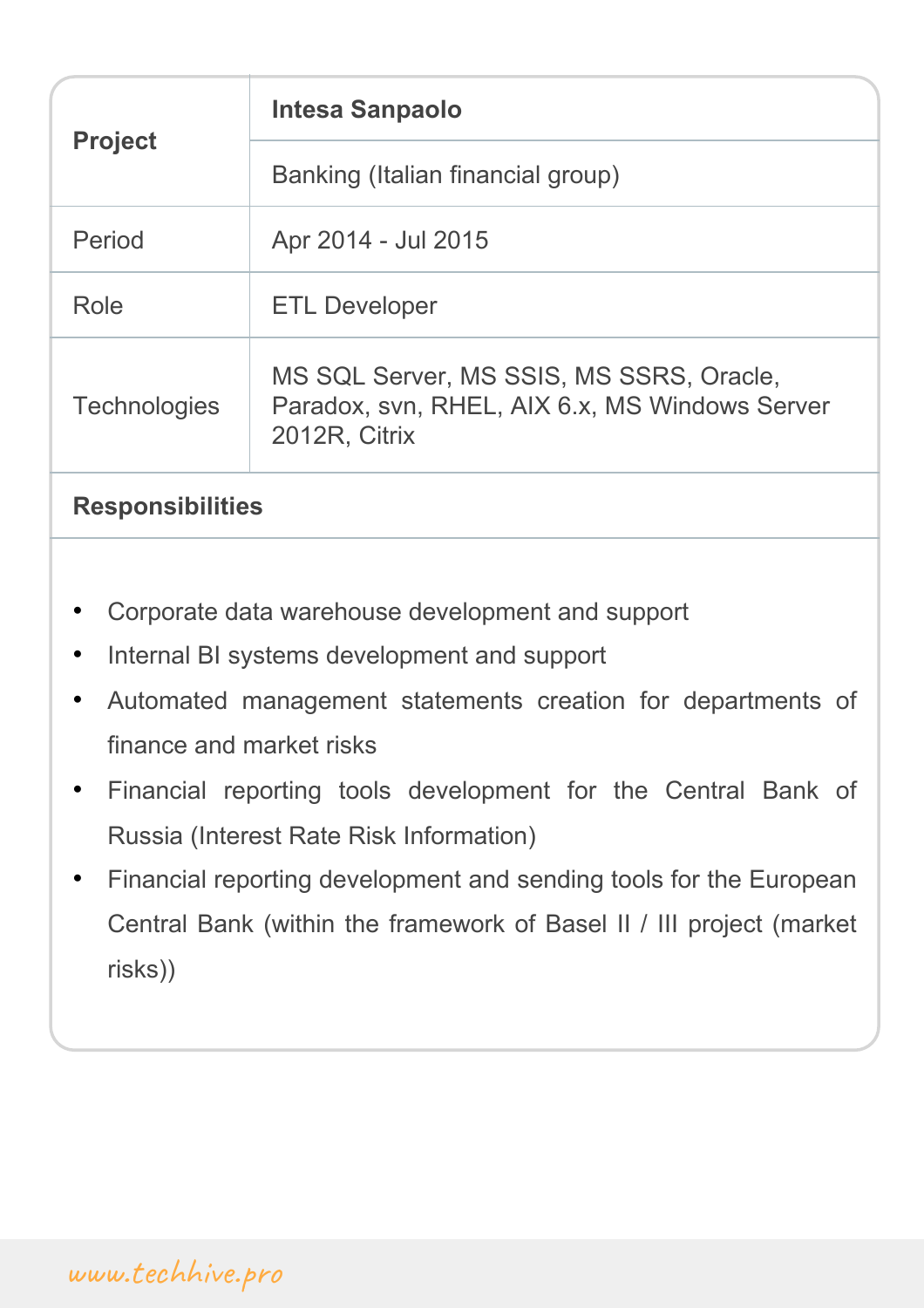| **Project** | **Intesa Sanpaolo** |
| --- | --- |
| | Banking (Italian financial group) |
| Period | Apr 2014 - Jul 2015 |
| Role | ETL Developer |
| Technologies | MS SQL Server, MS SSIS, MS SSRS, Oracle, Paradox, svn, RHEL, AIX 6.x, MS Windows Server 2012R, Citrix |

**Responsibilities**

- Corporate data warehouse development and support
- Internal BI systems development and support
- Automated management statements creation for departments of finance and market risks
- Financial reporting tools development for the Central Bank of Russia (Interest Rate Risk Information)
- Financial reporting development and sending tools for the European Central Bank (within the framework of Basel II / III project (market risks))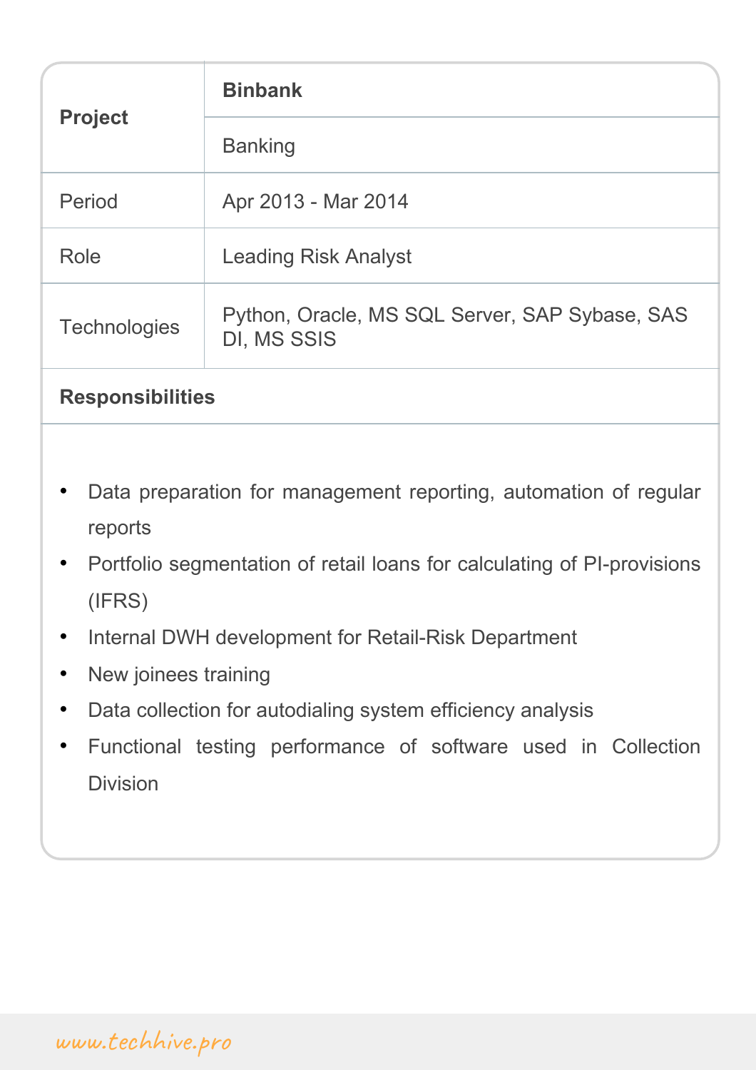| | |
|---|---|
| **Project** | **Binbank** |
| | Banking |
| Period | Apr 2013 - Mar 2014 |
| Role | Leading Risk Analyst |
| Technologies | Python, Oracle, MS SQL Server, SAP Sybase, SAS DI, MS SSIS |

**Responsibilities**

- Data preparation for management reporting, automation of regular reports
- Portfolio segmentation of retail loans for calculating of PI-provisions (IFRS)
- Internal DWH development for Retail-Risk Department
- New joinees training
- Data collection for autodialing system efficiency analysis
- Functional testing performance of software used in Collection Division